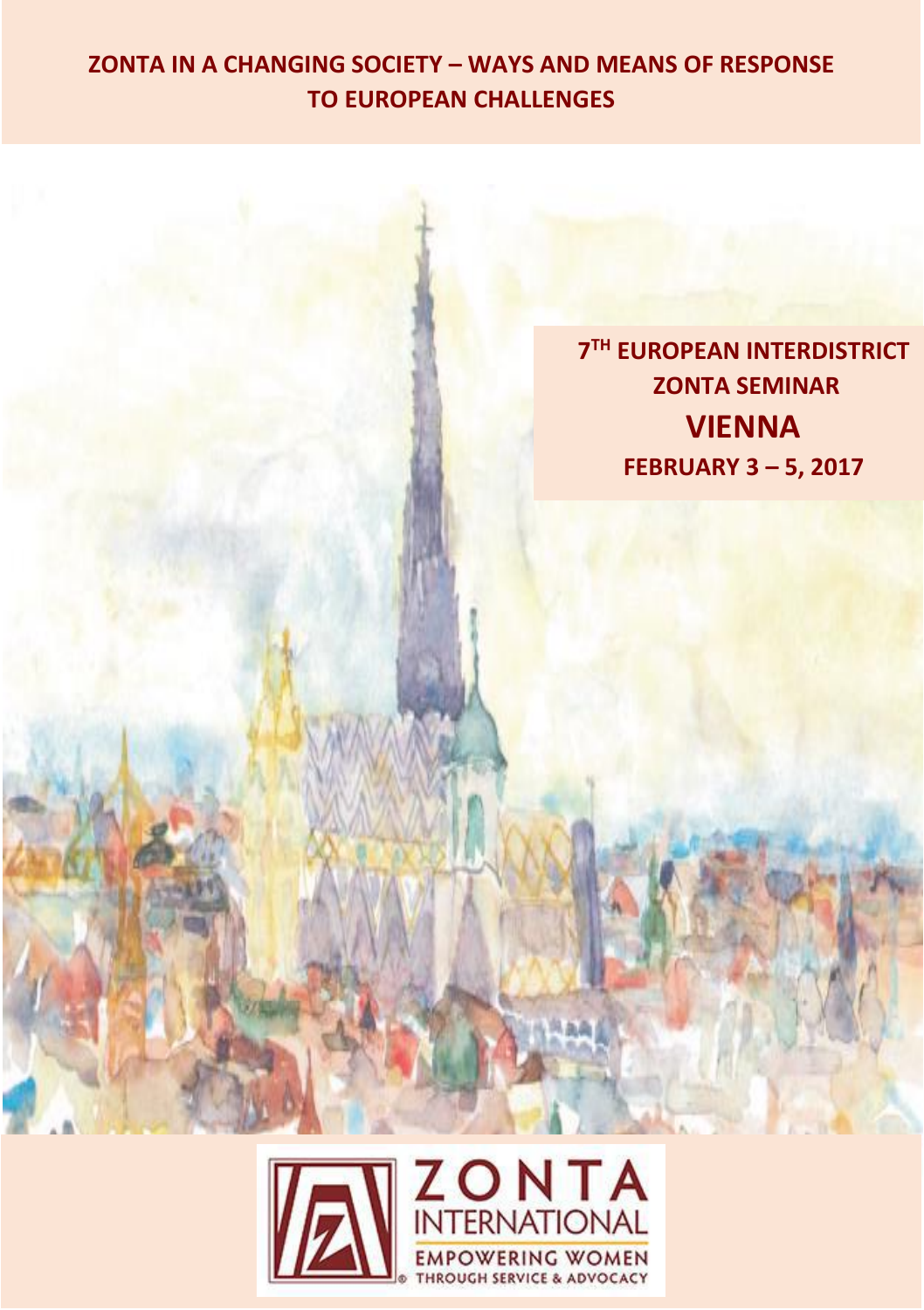# ZONTA IN A CHANGING SOCIETY – WAYS AND MEANS OF RESPONSE TO EUROPEAN CHALLENGES

**7TH EUROPEAN INTERDISTRICT ZONTA SEMINAR**

## VIENNA

**FEBRUARY 3 – 5, 2017**

ZONTA INTERNATIONAL

EMPOWERING WOMEN THROUGH SERVICE & ADVOCACY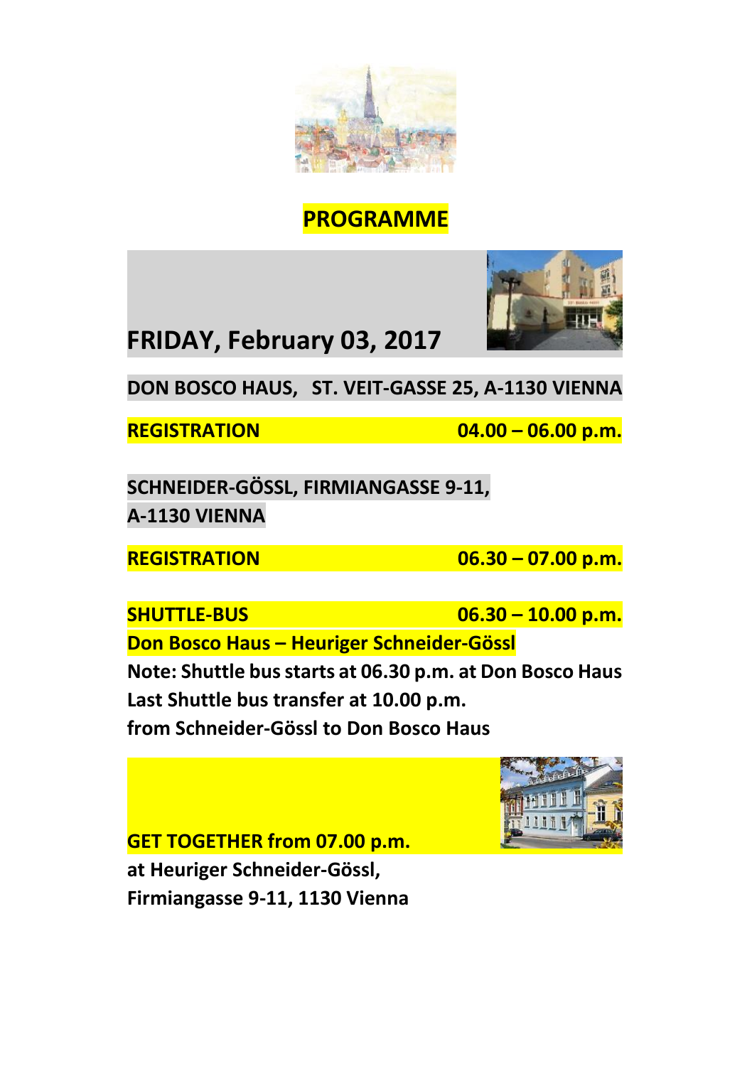# PROGRAMME

## FRIDAY, February 03, 2017

**DON BOSCO HAUS, ST. VEIT-GASSE 25, A-1130 VIENNA**

**REGISTRATION 04.00 – 06.00 p.m.**

**SCHNEIDER-GÖSSL, FIRMIANGASSE 9-11, A-1130 VIENNA**

**REGISTRATION 06.30 – 07.00 p.m.**

**SHUTTLE-BUS 06.30 – 10.00 p.m.**

**Don Bosco Haus – Heuriger Schneider-Gössl**

**Note: Shuttle bus starts at 06.30 p.m. at Don Bosco Haus**
**Last Shuttle bus transfer at 10.00 p.m.**
**from Schneider-Gössl to Don Bosco Haus**

**GET TOGETHER from 07.00 p.m.**
**at Heuriger Schneider-Gössl,**
**Firmiangasse 9-11, 1130 Vienna**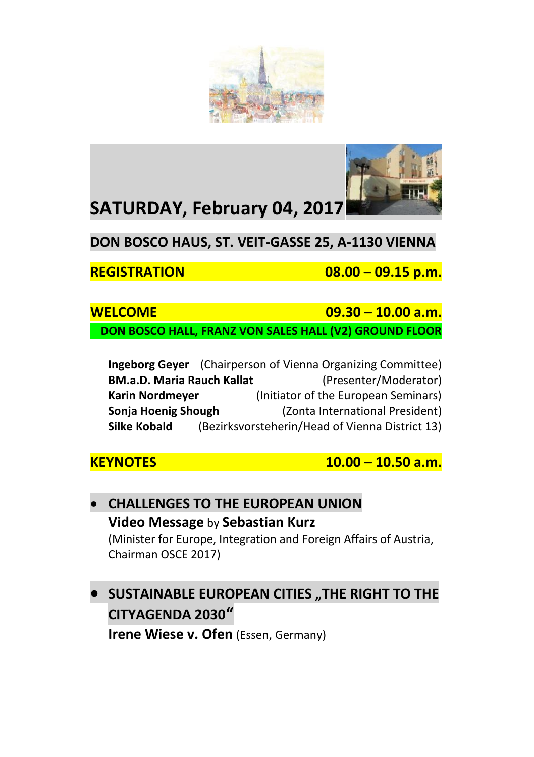# SATURDAY, February 04, 2017

## DON BOSCO HAUS, ST. VEIT-GASSE 25, A-1130 VIENNA

**REGISTRATION** **08.00 – 09.15 p.m.**

**WELCOME** **09.30 – 10.00 a.m.**

**DON BOSCO HALL, FRANZ VON SALES HALL (V2) GROUND FLOOR**

**Ingeborg Geyer** (Chairperson of Vienna Organizing Committee)
**BM.a.D. Maria Rauch Kallat** (Presenter/Moderator)
**Karin Nordmeyer** (Initiator of the European Seminars)
**Sonja Hoenig Shough** (Zonta International President)
**Silke Kobald** (Bezirksvorsteherin/Head of Vienna District 13)

**KEYNOTES** **10.00 – 10.50 a.m.**

- **CHALLENGES TO THE EUROPEAN UNION**
  **Video Message** by **Sebastian Kurz**
  (Minister for Europe, Integration and Foreign Affairs of Austria, Chairman OSCE 2017)

- **SUSTAINABLE EUROPEAN CITIES „THE RIGHT TO THE CITYAGENDA 2030"**
  **Irene Wiese v. Ofen** (Essen, Germany)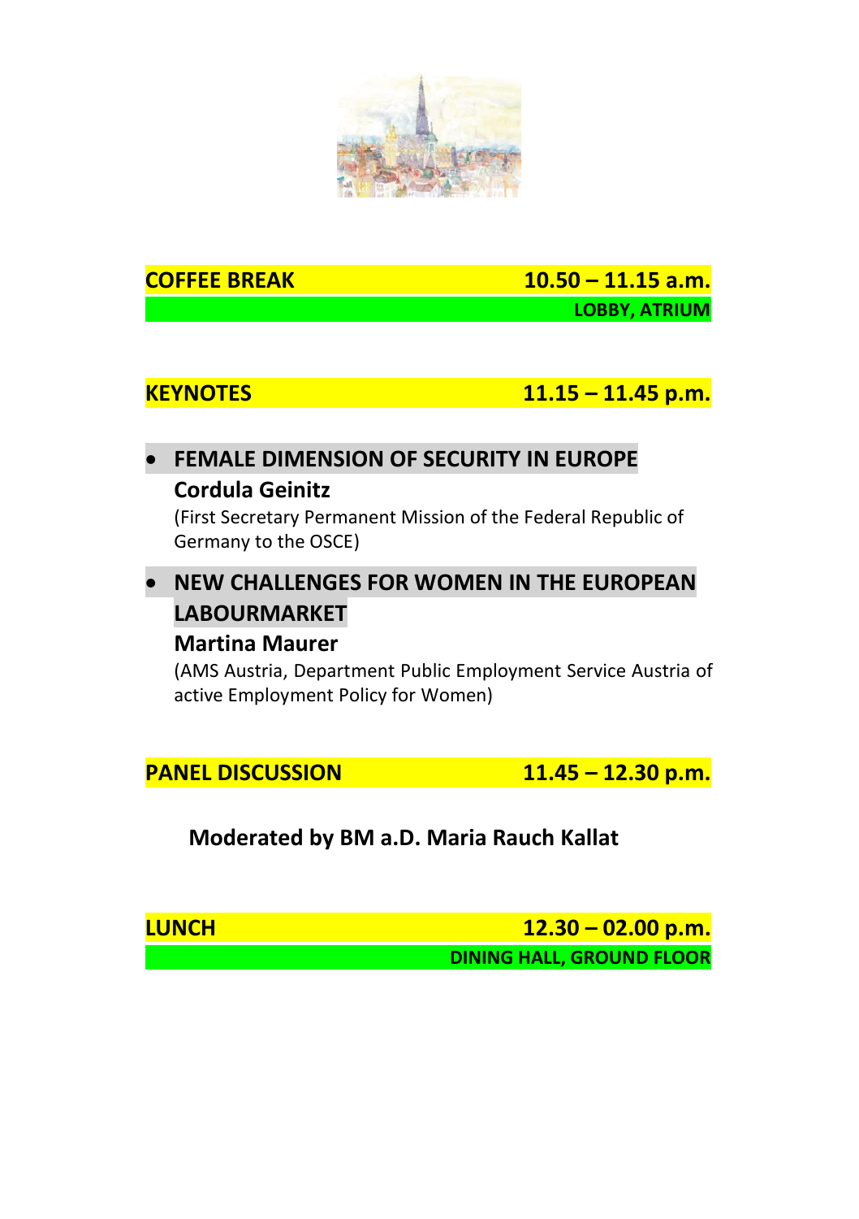**COFFEE BREAK** **10.50 – 11.15 a.m.**

**LOBBY, ATRIUM**

**KEYNOTES** **11.15 – 11.45 p.m.**

- **FEMALE DIMENSION OF SECURITY IN EUROPE**
  **Cordula Geinitz**
  (First Secretary Permanent Mission of the Federal Republic of Germany to the OSCE)

- **NEW CHALLENGES FOR WOMEN IN THE EUROPEAN LABOURMARKET**
  **Martina Maurer**
  (AMS Austria, Department Public Employment Service Austria of active Employment Policy for Women)

**PANEL DISCUSSION** **11.45 – 12.30 p.m.**

**Moderated by BM a.D. Maria Rauch Kallat**

**LUNCH** **12.30 – 02.00 p.m.**

**DINING HALL, GROUND FLOOR**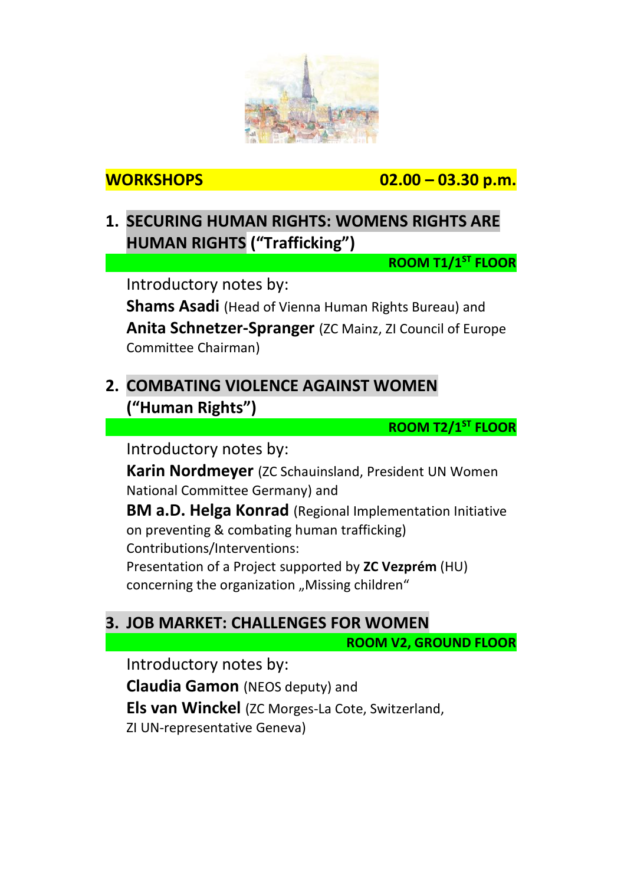## WORKSHOPS 02.00 – 03.30 p.m.

### 1. SECURING HUMAN RIGHTS: WOMENS RIGHTS ARE HUMAN RIGHTS ("Trafficking")

**ROOM T1/1ST FLOOR**

Introductory notes by:
**Shams Asadi** (Head of Vienna Human Rights Bureau) and
**Anita Schnetzer-Spranger** (ZC Mainz, ZI Council of Europe Committee Chairman)

### 2. COMBATING VIOLENCE AGAINST WOMEN ("Human Rights")

**ROOM T2/1ST FLOOR**

Introductory notes by:
**Karin Nordmeyer** (ZC Schauinsland, President UN Women National Committee Germany) and
**BM a.D. Helga Konrad** (Regional Implementation Initiative on preventing & combating human trafficking)
Contributions/Interventions:
Presentation of a Project supported by **ZC Vezprém** (HU) concerning the organization „Missing children"

### 3. JOB MARKET: CHALLENGES FOR WOMEN

**ROOM V2, GROUND FLOOR**

Introductory notes by:
**Claudia Gamon** (NEOS deputy) and
**Els van Winckel** (ZC Morges-La Cote, Switzerland, ZI UN-representative Geneva)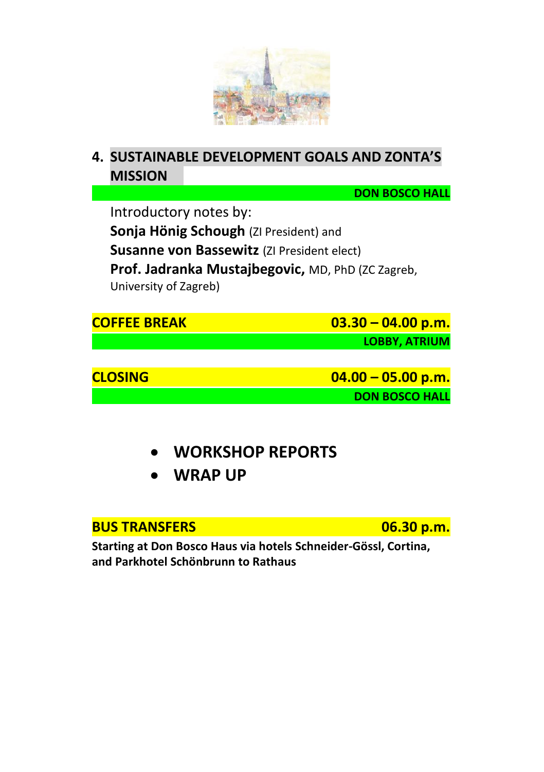## 4. SUSTAINABLE DEVELOPMENT GOALS AND ZONTA'S MISSION

**DON BOSCO HALL**

Introductory notes by:

**Sonja Hönig Schough** (ZI President) and

**Susanne von Bassewitz** (ZI President elect)

**Prof. Jadranka Mustajbegovic,** MD, PhD (ZC Zagreb, University of Zagreb)

**COFFEE BREAK** **03.30 – 04.00 p.m.**

**LOBBY, ATRIUM**

**CLOSING** **04.00 – 05.00 p.m.**

**DON BOSCO HALL**

- **WORKSHOP REPORTS**
- **WRAP UP**

**BUS TRANSFERS** **06.30 p.m.**

**Starting at Don Bosco Haus via hotels Schneider-Gössl, Cortina, and Parkhotel Schönbrunn to Rathaus**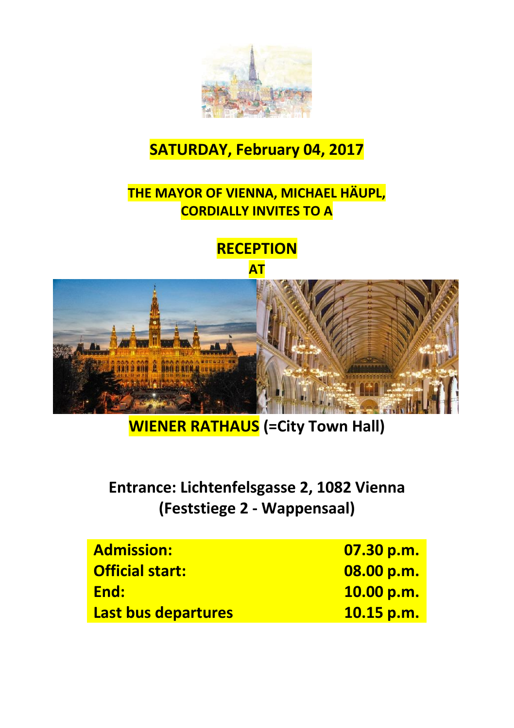# SATURDAY, February 04, 2017

## THE MAYOR OF VIENNA, MICHAEL HÄUPL, CORDIALLY INVITES TO A

# RECEPTION

## AT

## WIENER RATHAUS (=City Town Hall)

**Entrance: Lichtenfelsgasse 2, 1082 Vienna**
**(Feststiege 2 - Wappensaal)**

| | |
|---|---|
| **Admission:** | **07.30 p.m.** |
| **Official start:** | **08.00 p.m.** |
| **End:** | **10.00 p.m.** |
| **Last bus departures** | **10.15 p.m.** |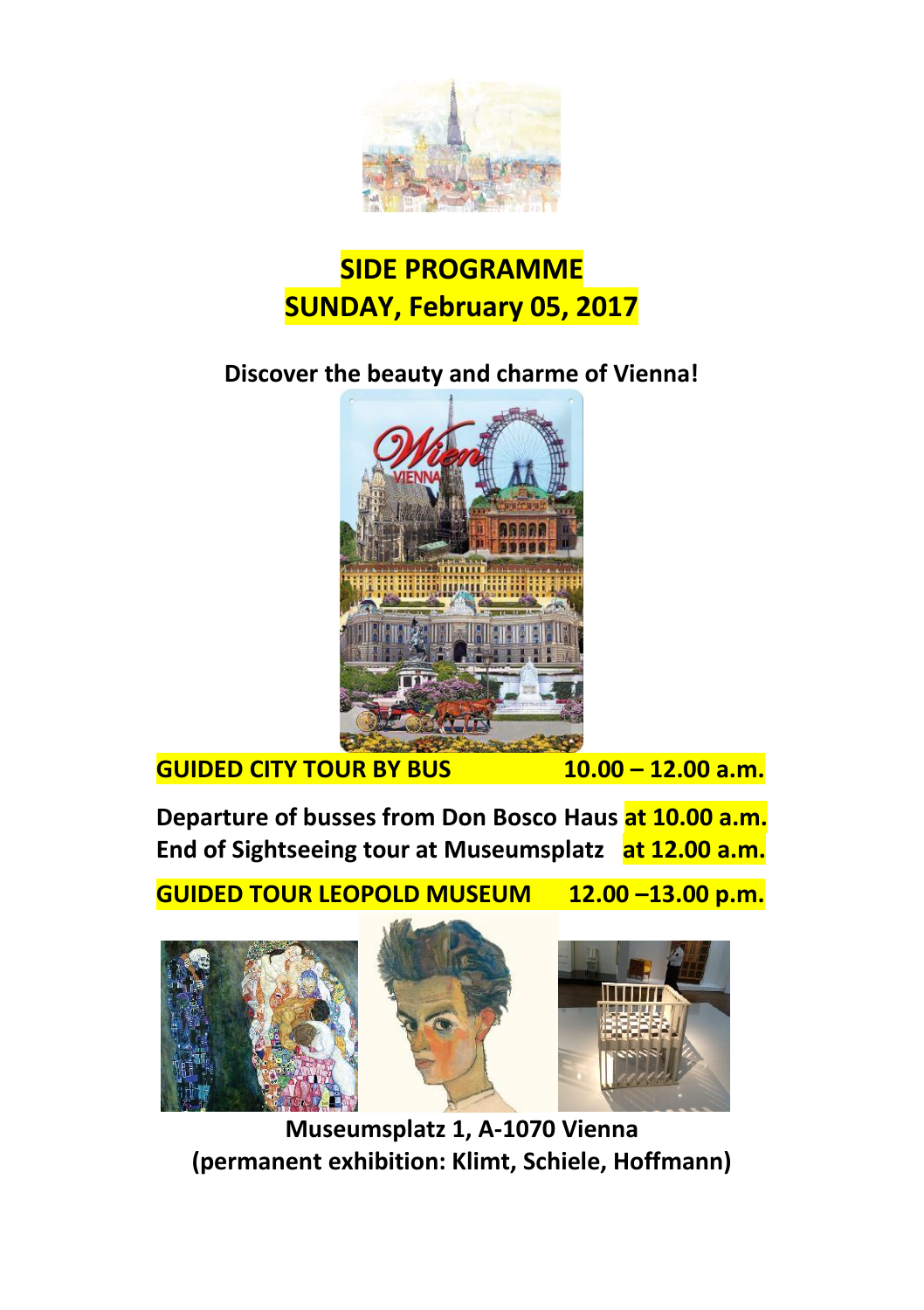# SIDE PROGRAMME
# SUNDAY, February 05, 2017

**Discover the beauty and charme of Vienna!**

**GUIDED CITY TOUR BY BUS 10.00 – 12.00 a.m.**

**Departure of busses from Don Bosco Haus at 10.00 a.m.**
**End of Sightseeing tour at Museumsplatz at 12.00 a.m.**

**GUIDED TOUR LEOPOLD MUSEUM 12.00 –13.00 p.m.**

**Museumsplatz 1, A-1070 Vienna**
**(permanent exhibition: Klimt, Schiele, Hoffmann)**